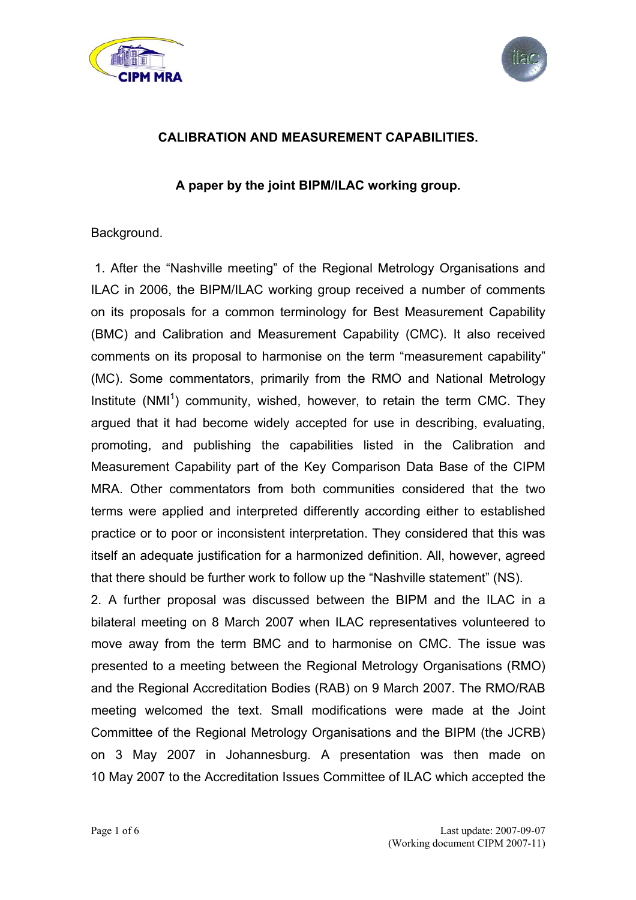**CALIBRATION AND MEASUREMENT CAPABILITIES.**

**A paper by the joint BIPM/ILAC working group.**

Background.

1. After the "Nashville meeting" of the Regional Metrology Organisations and ILAC in 2006, the BIPM/ILAC working group received a number of comments on its proposals for a common terminology for Best Measurement Capability (BMC) and Calibration and Measurement Capability (CMC). It also received comments on its proposal to harmonise on the term "measurement capability" (MC). Some commentators, primarily from the RMO and National Metrology Institute (NMI[1]) community, wished, however, to retain the term CMC. They argued that it had become widely accepted for use in describing, evaluating, promoting, and publishing the capabilities listed in the Calibration and Measurement Capability part of the Key Comparison Data Base of the CIPM MRA. Other commentators from both communities considered that the two terms were applied and interpreted differently according either to established practice or to poor or inconsistent interpretation. They considered that this was itself an adequate justification for a harmonized definition. All, however, agreed that there should be further work to follow up the "Nashville statement" (NS).

2. A further proposal was discussed between the BIPM and the ILAC in a bilateral meeting on 8 March 2007 when ILAC representatives volunteered to move away from the term BMC and to harmonise on CMC. The issue was presented to a meeting between the Regional Metrology Organisations (RMO) and the Regional Accreditation Bodies (RAB) on 9 March 2007. The RMO/RAB meeting welcomed the text. Small modifications were made at the Joint Committee of the Regional Metrology Organisations and the BIPM (the JCRB) on 3 May 2007 in Johannesburg. A presentation was then made on 10 May 2007 to the Accreditation Issues Committee of ILAC which accepted the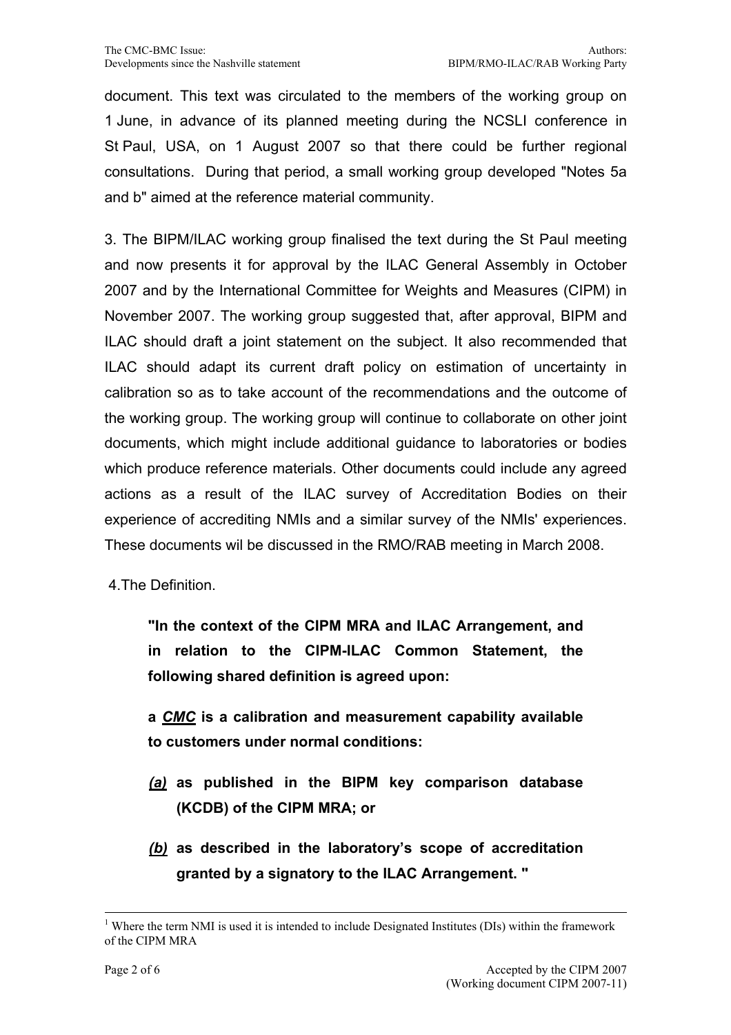document. This text was circulated to the members of the working group on 1 June, in advance of its planned meeting during the NCSLI conference in St Paul, USA, on 1 August 2007 so that there could be further regional consultations. During that period, a small working group developed "Notes 5a and b" aimed at the reference material community.

3. The BIPM/ILAC working group finalised the text during the St Paul meeting and now presents it for approval by the ILAC General Assembly in October 2007 and by the International Committee for Weights and Measures (CIPM) in November 2007. The working group suggested that, after approval, BIPM and ILAC should draft a joint statement on the subject. It also recommended that ILAC should adapt its current draft policy on estimation of uncertainty in calibration so as to take account of the recommendations and the outcome of the working group. The working group will continue to collaborate on other joint documents, which might include additional guidance to laboratories or bodies which produce reference materials. Other documents could include any agreed actions as a result of the ILAC survey of Accreditation Bodies on their experience of accrediting NMIs and a similar survey of the NMIs' experiences. These documents wil be discussed in the RMO/RAB meeting in March 2008.

4.The Definition.

> **"In the context of the CIPM MRA and ILAC Arrangement, and in relation to the CIPM-ILAC Common Statement, the following shared definition is agreed upon:**
>
> **a *CMC* is a calibration and measurement capability available to customers under normal conditions:**
>
> ***(a)*** **as published in the BIPM key comparison database (KCDB) of the CIPM MRA; or**
>
> ***(b)*** **as described in the laboratory's scope of accreditation granted by a signatory to the ILAC Arrangement. "**

[1] Where the term NMI is used it is intended to include Designated Institutes (DIs) within the framework of the CIPM MRA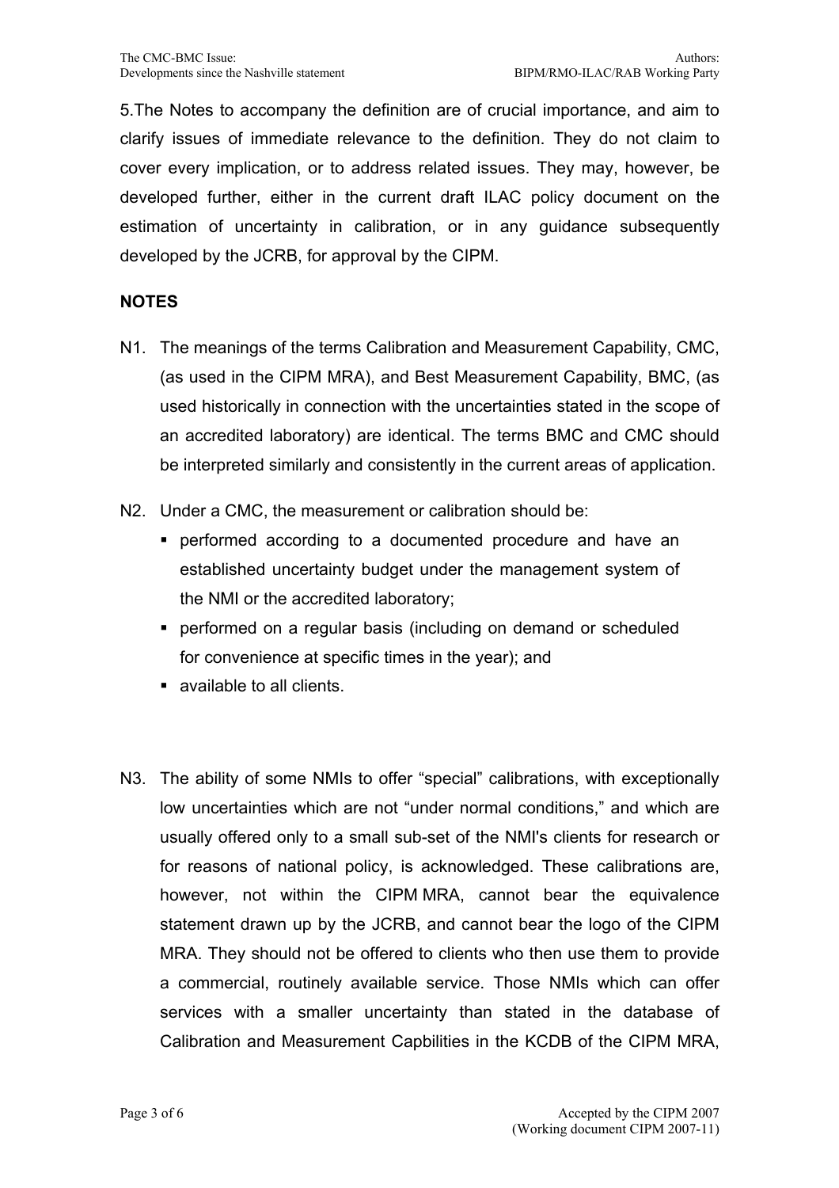5.The Notes to accompany the definition are of crucial importance, and aim to clarify issues of immediate relevance to the definition. They do not claim to cover every implication, or to address related issues. They may, however, be developed further, either in the current draft ILAC policy document on the estimation of uncertainty in calibration, or in any guidance subsequently developed by the JCRB, for approval by the CIPM.

**NOTES**

N1. The meanings of the terms Calibration and Measurement Capability, CMC, (as used in the CIPM MRA), and Best Measurement Capability, BMC, (as used historically in connection with the uncertainties stated in the scope of an accredited laboratory) are identical. The terms BMC and CMC should be interpreted similarly and consistently in the current areas of application.

N2. Under a CMC, the measurement or calibration should be:

- performed according to a documented procedure and have an established uncertainty budget under the management system of the NMI or the accredited laboratory;
- performed on a regular basis (including on demand or scheduled for convenience at specific times in the year); and
- available to all clients.

N3. The ability of some NMIs to offer "special" calibrations, with exceptionally low uncertainties which are not "under normal conditions," and which are usually offered only to a small sub-set of the NMI's clients for research or for reasons of national policy, is acknowledged. These calibrations are, however, not within the CIPM MRA, cannot bear the equivalence statement drawn up by the JCRB, and cannot bear the logo of the CIPM MRA. They should not be offered to clients who then use them to provide a commercial, routinely available service. Those NMIs which can offer services with a smaller uncertainty than stated in the database of Calibration and Measurement Capbilities in the KCDB of the CIPM MRA,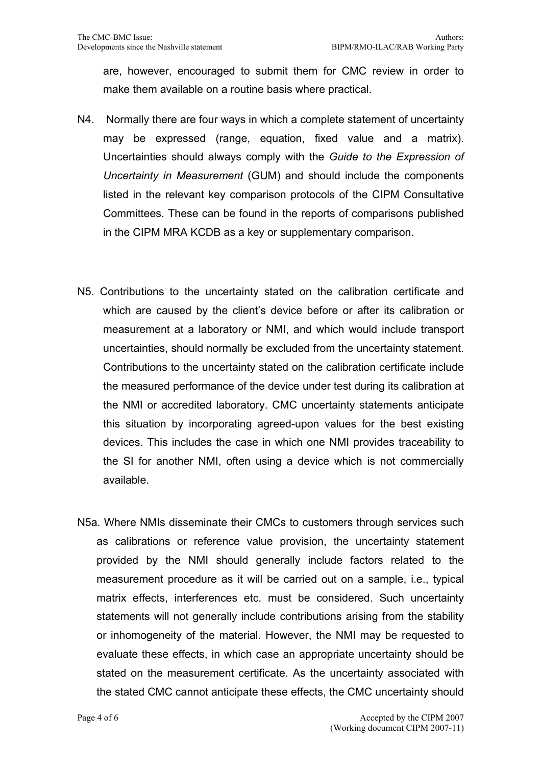are, however, encouraged to submit them for CMC review in order to make them available on a routine basis where practical.

N4. Normally there are four ways in which a complete statement of uncertainty may be expressed (range, equation, fixed value and a matrix). Uncertainties should always comply with the *Guide to the Expression of Uncertainty in Measurement* (GUM) and should include the components listed in the relevant key comparison protocols of the CIPM Consultative Committees. These can be found in the reports of comparisons published in the CIPM MRA KCDB as a key or supplementary comparison.

N5. Contributions to the uncertainty stated on the calibration certificate and which are caused by the client's device before or after its calibration or measurement at a laboratory or NMI, and which would include transport uncertainties, should normally be excluded from the uncertainty statement. Contributions to the uncertainty stated on the calibration certificate include the measured performance of the device under test during its calibration at the NMI or accredited laboratory. CMC uncertainty statements anticipate this situation by incorporating agreed-upon values for the best existing devices. This includes the case in which one NMI provides traceability to the SI for another NMI, often using a device which is not commercially available.

N5a. Where NMIs disseminate their CMCs to customers through services such as calibrations or reference value provision, the uncertainty statement provided by the NMI should generally include factors related to the measurement procedure as it will be carried out on a sample, i.e., typical matrix effects, interferences etc. must be considered. Such uncertainty statements will not generally include contributions arising from the stability or inhomogeneity of the material. However, the NMI may be requested to evaluate these effects, in which case an appropriate uncertainty should be stated on the measurement certificate. As the uncertainty associated with the stated CMC cannot anticipate these effects, the CMC uncertainty should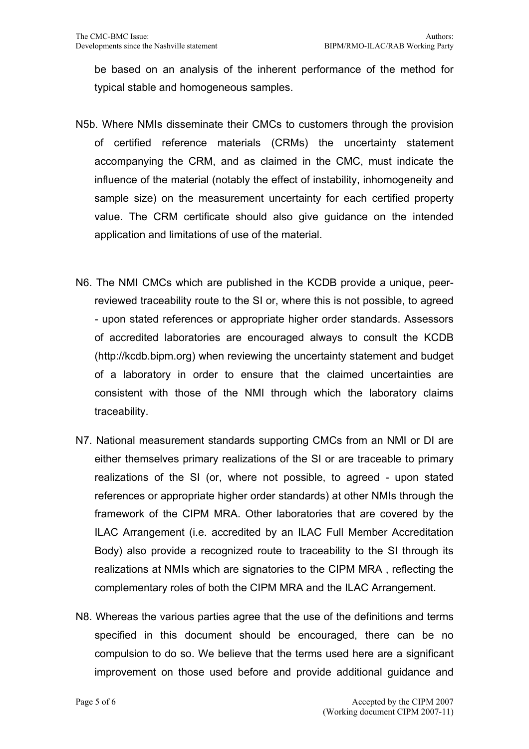be based on an analysis of the inherent performance of the method for typical stable and homogeneous samples.

N5b. Where NMIs disseminate their CMCs to customers through the provision of certified reference materials (CRMs) the uncertainty statement accompanying the CRM, and as claimed in the CMC, must indicate the influence of the material (notably the effect of instability, inhomogeneity and sample size) on the measurement uncertainty for each certified property value. The CRM certificate should also give guidance on the intended application and limitations of use of the material.

N6. The NMI CMCs which are published in the KCDB provide a unique, peer-reviewed traceability route to the SI or, where this is not possible, to agreed - upon stated references or appropriate higher order standards. Assessors of accredited laboratories are encouraged always to consult the KCDB (http://kcdb.bipm.org) when reviewing the uncertainty statement and budget of a laboratory in order to ensure that the claimed uncertainties are consistent with those of the NMI through which the laboratory claims traceability.

N7. National measurement standards supporting CMCs from an NMI or DI are either themselves primary realizations of the SI or are traceable to primary realizations of the SI (or, where not possible, to agreed - upon stated references or appropriate higher order standards) at other NMIs through the framework of the CIPM MRA. Other laboratories that are covered by the ILAC Arrangement (i.e. accredited by an ILAC Full Member Accreditation Body) also provide a recognized route to traceability to the SI through its realizations at NMIs which are signatories to the CIPM MRA , reflecting the complementary roles of both the CIPM MRA and the ILAC Arrangement.

N8. Whereas the various parties agree that the use of the definitions and terms specified in this document should be encouraged, there can be no compulsion to do so. We believe that the terms used here are a significant improvement on those used before and provide additional guidance and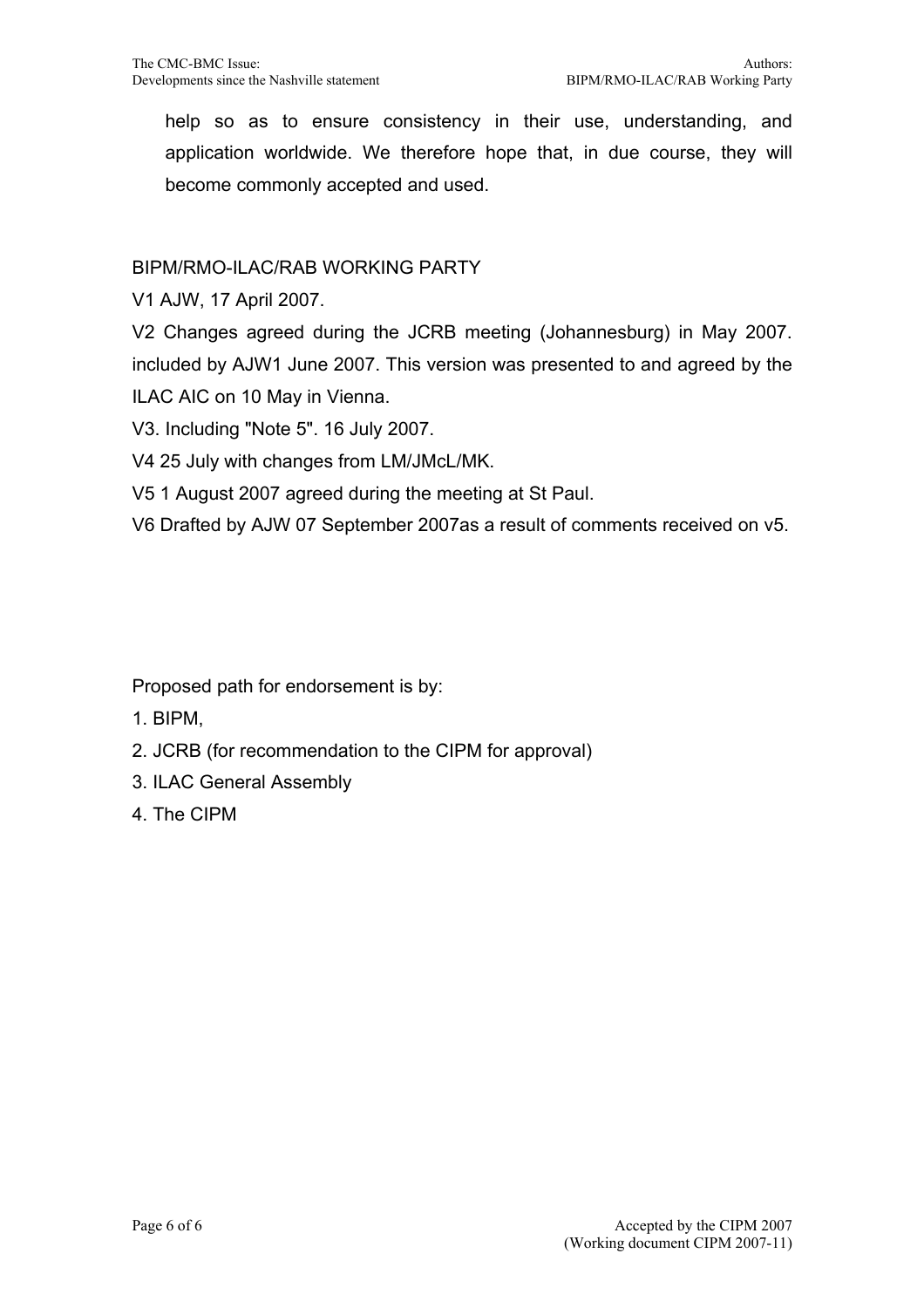help so as to ensure consistency in their use, understanding, and application worldwide. We therefore hope that, in due course, they will become commonly accepted and used.

BIPM/RMO-ILAC/RAB WORKING PARTY

V1 AJW, 17 April 2007.

V2 Changes agreed during the JCRB meeting (Johannesburg) in May 2007. included by AJW1 June 2007. This version was presented to and agreed by the ILAC AIC on 10 May in Vienna.

V3. Including "Note 5". 16 July 2007.

V4 25 July with changes from LM/JMcL/MK.

V5 1 August 2007 agreed during the meeting at St Paul.

V6 Drafted by AJW 07 September 2007as a result of comments received on v5.

Proposed path for endorsement is by:

1. BIPM,
2. JCRB (for recommendation to the CIPM for approval)
3. ILAC General Assembly
4. The CIPM